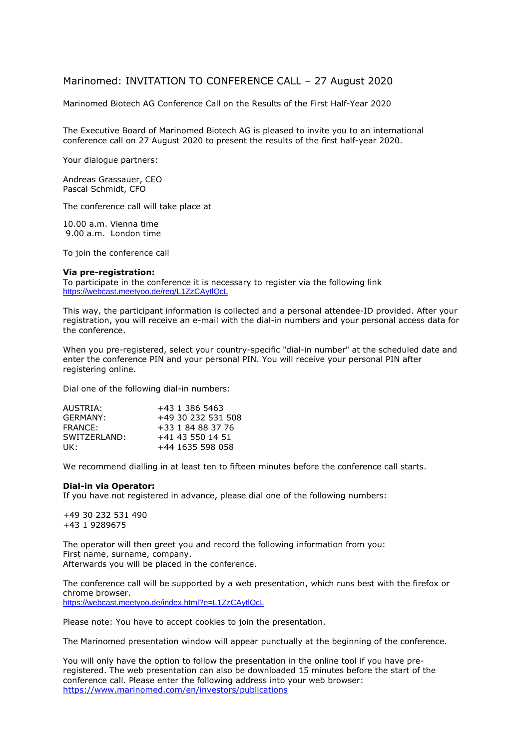# Marinomed: INVITATION TO CONFERENCE CALL – 27 August 2020

Marinomed Biotech AG Conference Call on the Results of the First Half-Year 2020

The Executive Board of Marinomed Biotech AG is pleased to invite you to an international conference call on 27 August 2020 to present the results of the first half-year 2020.

Your dialogue partners:

Andreas Grassauer, CEO
Pascal Schmidt, CFO

The conference call will take place at

10.00 a.m. Vienna time
9.00 a.m. London time

To join the conference call

**Via pre-registration:**
To participate in the conference it is necessary to register via the following link
https://webcast.meetyoo.de/reg/L1ZzCAytlQcL

This way, the participant information is collected and a personal attendee-ID provided. After your registration, you will receive an e-mail with the dial-in numbers and your personal access data for the conference.

When you pre-registered, select your country-specific "dial-in number" at the scheduled date and enter the conference PIN and your personal PIN. You will receive your personal PIN after registering online.

Dial one of the following dial-in numbers:

| | |
|---|---|
| AUSTRIA: | +43 1 386 5463 |
| GERMANY: | +49 30 232 531 508 |
| FRANCE: | +33 1 84 88 37 76 |
| SWITZERLAND: | +41 43 550 14 51 |
| UK: | +44 1635 598 058 |

We recommend dialling in at least ten to fifteen minutes before the conference call starts.

**Dial-in via Operator:**
If you have not registered in advance, please dial one of the following numbers:

+49 30 232 531 490
+43 1 9289675

The operator will then greet you and record the following information from you:
First name, surname, company.
Afterwards you will be placed in the conference.

The conference call will be supported by a web presentation, which runs best with the firefox or chrome browser.
https://webcast.meetyoo.de/index.html?e=L1ZzCAytlQcL

Please note: You have to accept cookies to join the presentation.

The Marinomed presentation window will appear punctually at the beginning of the conference.

You will only have the option to follow the presentation in the online tool if you have pre-registered. The web presentation can also be downloaded 15 minutes before the start of the conference call. Please enter the following address into your web browser:
https://www.marinomed.com/en/investors/publications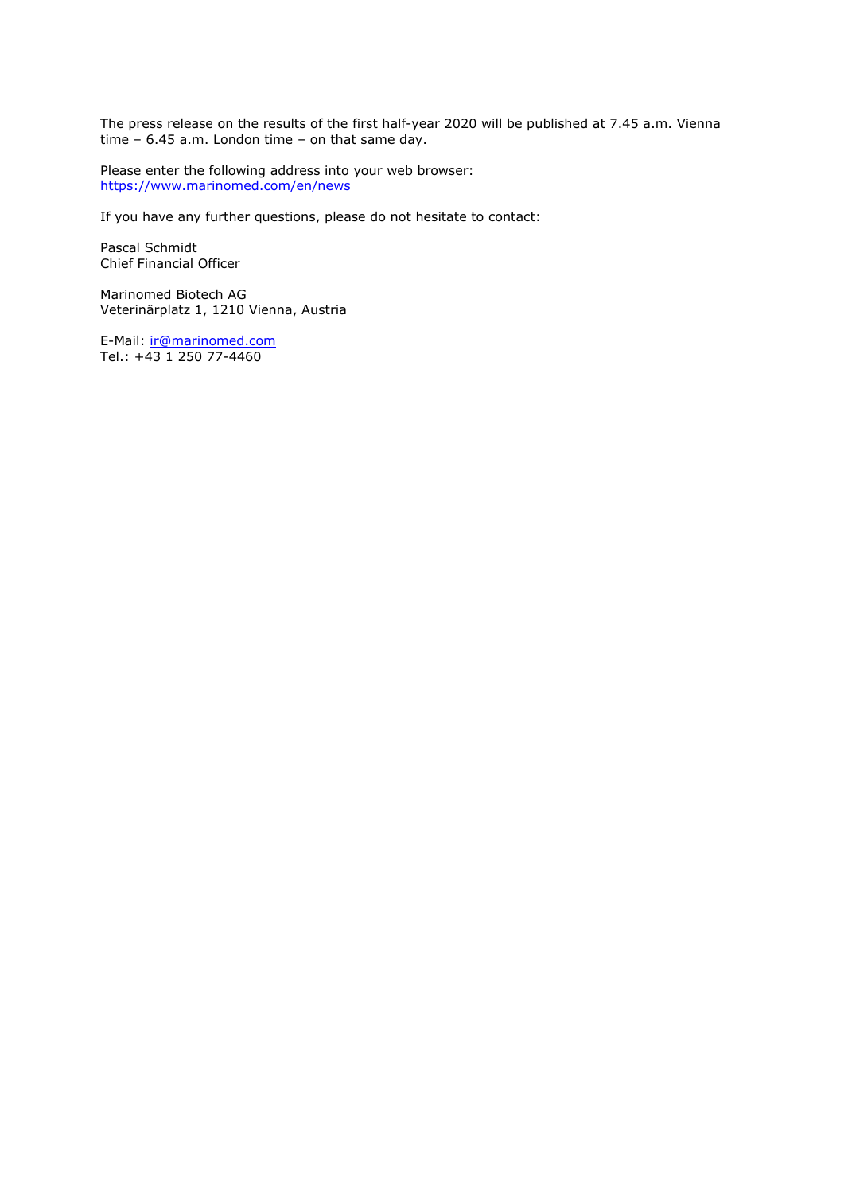The press release on the results of the first half-year 2020 will be published at 7.45 a.m. Vienna time – 6.45 a.m. London time – on that same day.

Please enter the following address into your web browser:
https://www.marinomed.com/en/news

If you have any further questions, please do not hesitate to contact:

Pascal Schmidt
Chief Financial Officer

Marinomed Biotech AG
Veterinärplatz 1, 1210 Vienna, Austria

E-Mail: ir@marinomed.com
Tel.: +43 1 250 77-4460